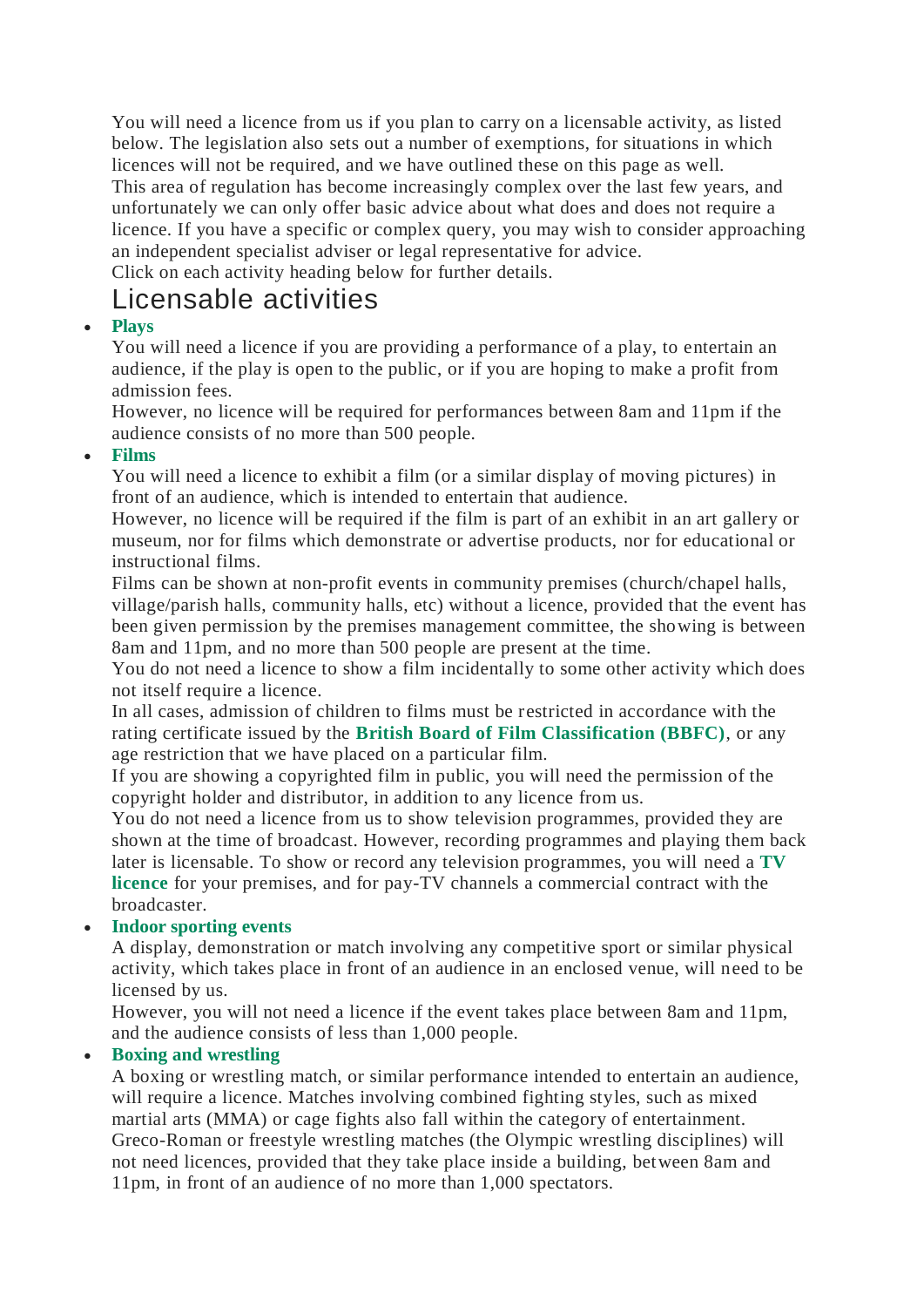You will need a licence from us if you plan to carry on a licensable activity, as listed below. The legislation also sets out a number of exemptions, for situations in which licences will not be required, and we have outlined these on this page as well.

This area of regulation has become increasingly complex over the last few years, and unfortunately we can only offer basic advice about what does and does not require a licence. If you have a specific or complex query, you may wish to consider approaching an independent specialist adviser or legal representative for advice.

Click on each activity heading below for further details.

## Licensable activities

- **Plays**

  You will need a licence if you are providing a performance of a play, to entertain an audience, if the play is open to the public, or if you are hoping to make a profit from admission fees.

  However, no licence will be required for performances between 8am and 11pm if the audience consists of no more than 500 people.

- **Films**

  You will need a licence to exhibit a film (or a similar display of moving pictures) in front of an audience, which is intended to entertain that audience.

  However, no licence will be required if the film is part of an exhibit in an art gallery or museum, nor for films which demonstrate or advertise products, nor for educational or instructional films.

  Films can be shown at non-profit events in community premises (church/chapel halls, village/parish halls, community halls, etc) without a licence, provided that the event has been given permission by the premises management committee, the showing is between 8am and 11pm, and no more than 500 people are present at the time.

  You do not need a licence to show a film incidentally to some other activity which does not itself require a licence.

  In all cases, admission of children to films must be restricted in accordance with the rating certificate issued by the **British Board of Film Classification (BBFC)**, or any age restriction that we have placed on a particular film.

  If you are showing a copyrighted film in public, you will need the permission of the copyright holder and distributor, in addition to any licence from us.

  You do not need a licence from us to show television programmes, provided they are shown at the time of broadcast. However, recording programmes and playing them back later is licensable. To show or record any television programmes, you will need a **TV licence** for your premises, and for pay-TV channels a commercial contract with the broadcaster.

- **Indoor sporting events**

  A display, demonstration or match involving any competitive sport or similar physical activity, which takes place in front of an audience in an enclosed venue, will need to be licensed by us.

  However, you will not need a licence if the event takes place between 8am and 11pm, and the audience consists of less than 1,000 people.

- **Boxing and wrestling**

  A boxing or wrestling match, or similar performance intended to entertain an audience, will require a licence. Matches involving combined fighting styles, such as mixed martial arts (MMA) or cage fights also fall within the category of entertainment.

  Greco-Roman or freestyle wrestling matches (the Olympic wrestling disciplines) will not need licences, provided that they take place inside a building, between 8am and 11pm, in front of an audience of no more than 1,000 spectators.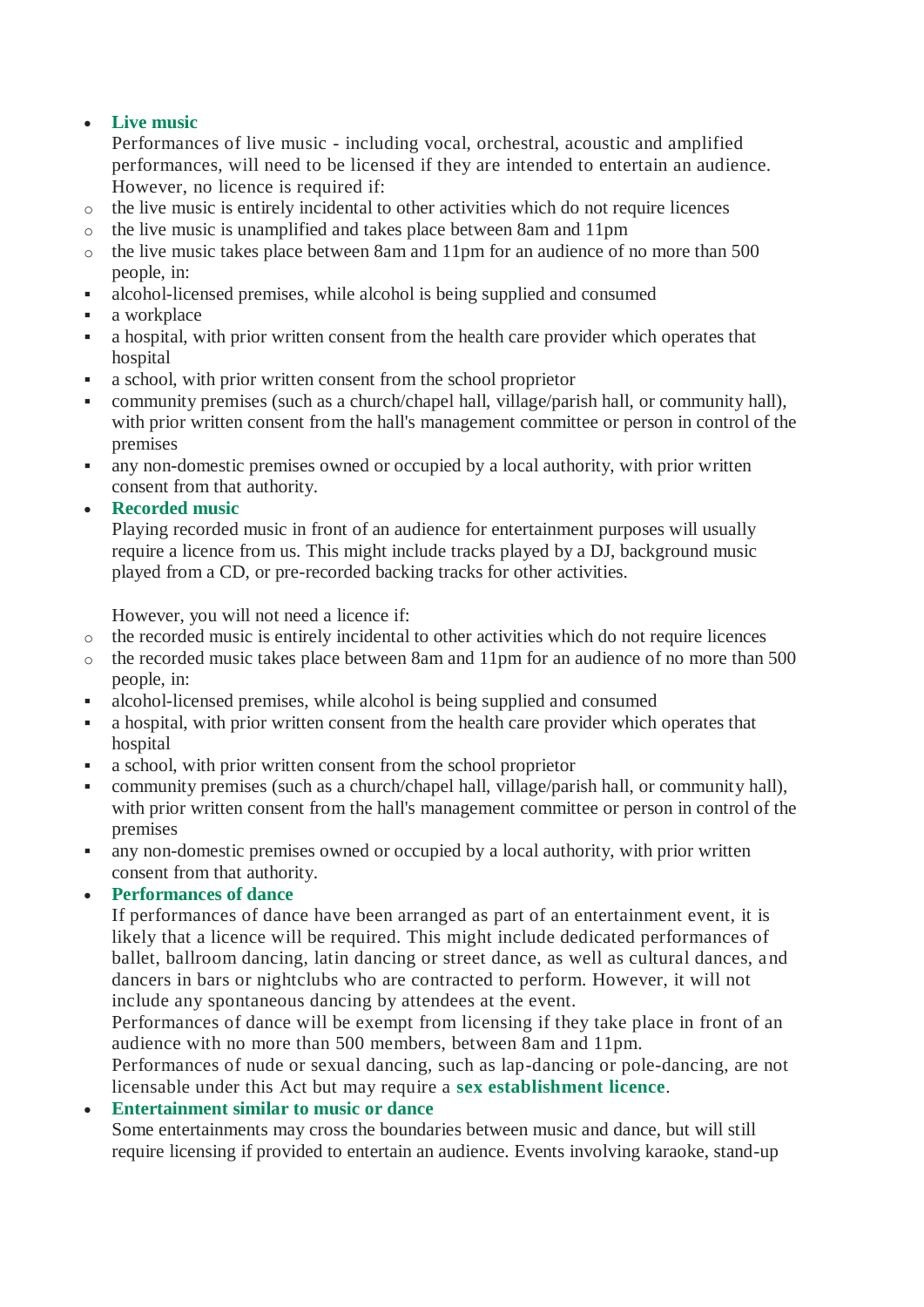- **Live music**
  Performances of live music - including vocal, orchestral, acoustic and amplified performances, will need to be licensed if they are intended to entertain an audience. However, no licence is required if:
  - the live music is entirely incidental to other activities which do not require licences
  - the live music is unamplified and takes place between 8am and 11pm
  - the live music takes place between 8am and 11pm for an audience of no more than 500 people, in:
    - alcohol-licensed premises, while alcohol is being supplied and consumed
    - a workplace
    - a hospital, with prior written consent from the health care provider which operates that hospital
    - a school, with prior written consent from the school proprietor
    - community premises (such as a church/chapel hall, village/parish hall, or community hall), with prior written consent from the hall's management committee or person in control of the premises
    - any non-domestic premises owned or occupied by a local authority, with prior written consent from that authority.
- **Recorded music**
  Playing recorded music in front of an audience for entertainment purposes will usually require a licence from us. This might include tracks played by a DJ, background music played from a CD, or pre-recorded backing tracks for other activities.

  However, you will not need a licence if:
  - the recorded music is entirely incidental to other activities which do not require licences
  - the recorded music takes place between 8am and 11pm for an audience of no more than 500 people, in:
    - alcohol-licensed premises, while alcohol is being supplied and consumed
    - a hospital, with prior written consent from the health care provider which operates that hospital
    - a school, with prior written consent from the school proprietor
    - community premises (such as a church/chapel hall, village/parish hall, or community hall), with prior written consent from the hall's management committee or person in control of the premises
    - any non-domestic premises owned or occupied by a local authority, with prior written consent from that authority.
- **Performances of dance**
  If performances of dance have been arranged as part of an entertainment event, it is likely that a licence will be required. This might include dedicated performances of ballet, ballroom dancing, latin dancing or street dance, as well as cultural dances, and dancers in bars or nightclubs who are contracted to perform. However, it will not include any spontaneous dancing by attendees at the event.
  Performances of dance will be exempt from licensing if they take place in front of an audience with no more than 500 members, between 8am and 11pm.
  Performances of nude or sexual dancing, such as lap-dancing or pole-dancing, are not licensable under this Act but may require a **sex establishment licence**.
- **Entertainment similar to music or dance**
  Some entertainments may cross the boundaries between music and dance, but will still require licensing if provided to entertain an audience. Events involving karaoke, stand-up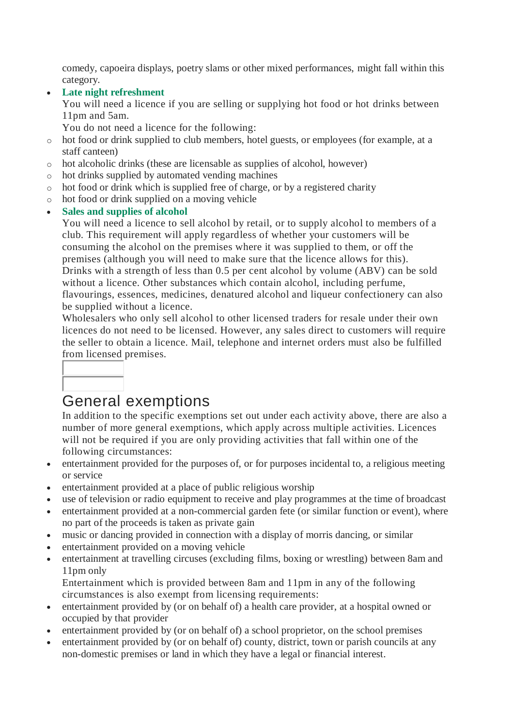comedy, capoeira displays, poetry slams or other mixed performances, might fall within this category.

- **Late night refreshment**

  You will need a licence if you are selling or supplying hot food or hot drinks between 11pm and 5am.

  You do not need a licence for the following:

  - hot food or drink supplied to club members, hotel guests, or employees (for example, at a staff canteen)
  - hot alcoholic drinks (these are licensable as supplies of alcohol, however)
  - hot drinks supplied by automated vending machines
  - hot food or drink which is supplied free of charge, or by a registered charity
  - hot food or drink supplied on a moving vehicle

- **Sales and supplies of alcohol**

  You will need a licence to sell alcohol by retail, or to supply alcohol to members of a club. This requirement will apply regardless of whether your customers will be consuming the alcohol on the premises where it was supplied to them, or off the premises (although you will need to make sure that the licence allows for this).

  Drinks with a strength of less than 0.5 per cent alcohol by volume (ABV) can be sold without a licence. Other substances which contain alcohol, including perfume, flavourings, essences, medicines, denatured alcohol and liqueur confectionery can also be supplied without a licence.

  Wholesalers who only sell alcohol to other licensed traders for resale under their own licences do not need to be licensed. However, any sales direct to customers will require the seller to obtain a licence. Mail, telephone and internet orders must also be fulfilled from licensed premises.

## General exemptions

In addition to the specific exemptions set out under each activity above, there are also a number of more general exemptions, which apply across multiple activities. Licences will not be required if you are only providing activities that fall within one of the following circumstances:

- entertainment provided for the purposes of, or for purposes incidental to, a religious meeting or service
- entertainment provided at a place of public religious worship
- use of television or radio equipment to receive and play programmes at the time of broadcast
- entertainment provided at a non-commercial garden fete (or similar function or event), where no part of the proceeds is taken as private gain
- music or dancing provided in connection with a display of morris dancing, or similar
- entertainment provided on a moving vehicle
- entertainment at travelling circuses (excluding films, boxing or wrestling) between 8am and 11pm only

  Entertainment which is provided between 8am and 11pm in any of the following circumstances is also exempt from licensing requirements:

- entertainment provided by (or on behalf of) a health care provider, at a hospital owned or occupied by that provider
- entertainment provided by (or on behalf of) a school proprietor, on the school premises
- entertainment provided by (or on behalf of) county, district, town or parish councils at any non-domestic premises or land in which they have a legal or financial interest.